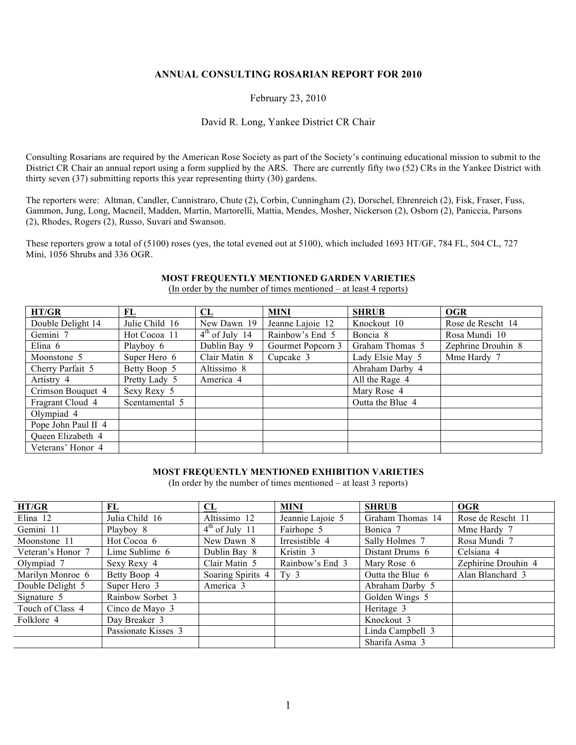# ANNUAL CONSULTING ROSARIAN REPORT FOR 2010

February 23, 2010

David R. Long, Yankee District CR Chair

Consulting Rosarians are required by the American Rose Society as part of the Society's continuing educational mission to submit to the District CR Chair an annual report using a form supplied by the ARS. There are currently fifty two (52) CRs in the Yankee District with thirty seven (37) submitting reports this year representing thirty (30) gardens.

The reporters were: Altman, Candler, Cannistraro, Chute (2), Corbin, Cunningham (2), Dorschel, Ehrenreich (2), Fisk, Fraser, Fuss, Gammon, Jung, Long, Macneil, Madden, Martin, Martorelli, Mattia, Mendes, Mosher, Nickerson (2), Osborn (2), Paniccia, Parsons (2), Rhodes, Rogers (2), Russo, Suvari and Swanson.

These reporters grow a total of (5100) roses (yes, the total evened out at 5100), which included 1693 HT/GF, 784 FL, 504 CL, 727 Mini, 1056 Shrubs and 336 OGR.

## MOST FREQUENTLY MENTIONED GARDEN VARIETIES

(In order by the number of times mentioned – at least 4 reports)

| HT/GR | FL | CL | MINI | SHRUB | OGR |
|---|---|---|---|---|---|
| Double Delight 14 | Julie Child 16 | New Dawn 19 | Jeanne Lajoie 12 | Knockout 10 | Rose de Rescht 14 |
| Gemini 7 | Hot Cocoa 11 | 4th of July 14 | Rainbow's End 5 | Boncia 8 | Rosa Mundi 10 |
| Elina 6 | Playboy 6 | Dublin Bay 9 | Gourmet Popcorn 3 | Graham Thomas 5 | Zephrine Drouhin 8 |
| Moonstone 5 | Super Hero 6 | Clair Matin 8 | Cupcake 3 | Lady Elsie May 5 | Mme Hardy 7 |
| Cherry Parfait 5 | Betty Boop 5 | Altissimo 8 | | Abraham Darby 4 | |
| Artistry 4 | Pretty Lady 5 | America 4 | | All the Rage 4 | |
| Crimson Bouquet 4 | Sexy Rexy 5 | | | Mary Rose 4 | |
| Fragrant Cloud 4 | Scentamental 5 | | | Outta the Blue 4 | |
| Olympiad 4 | | | | | |
| Pope John Paul II 4 | | | | | |
| Queen Elizabeth 4 | | | | | |
| Veterans' Honor 4 | | | | | |

## MOST FREQUENTLY MENTIONED EXHIBITION VARIETIES

(In order by the number of times mentioned – at least 3 reports)

| HT/GR | FL | CL | MINI | SHRUB | OGR |
|---|---|---|---|---|---|
| Elina 12 | Julia Child 16 | Altissimo 12 | Jeannie Lajoie 5 | Graham Thomas 14 | Rose de Rescht 11 |
| Gemini 11 | Playboy 8 | 4th of July 11 | Fairhope 5 | Bonica 7 | Mme Hardy 7 |
| Moonstone 11 | Hot Cocoa 6 | New Dawn 8 | Irresistible 4 | Sally Holmes 7 | Rosa Mundi 7 |
| Veteran's Honor 7 | Lime Sublime 6 | Dublin Bay 8 | Kristin 3 | Distant Drums 6 | Celsiana 4 |
| Olympiad 7 | Sexy Rexy 4 | Clair Matin 5 | Rainbow's End 3 | Mary Rose 6 | Zephirine Drouhin 4 |
| Marilyn Monroe 6 | Betty Boop 4 | Soaring Spirits 4 | Ty 3 | Outta the Blue 6 | Alan Blanchard 3 |
| Double Delight 5 | Super Hero 3 | America 3 | | Abraham Darby 5 | |
| Signature 5 | Rainbow Sorbet 3 | | | Golden Wings 5 | |
| Touch of Class 4 | Cinco de Mayo 3 | | | Heritage 3 | |
| Folklore 4 | Day Breaker 3 | | | Knockout 3 | |
| | Passionate Kisses 3 | | | Linda Campbell 3 | |
| | | | | Sharifa Asma 3 | |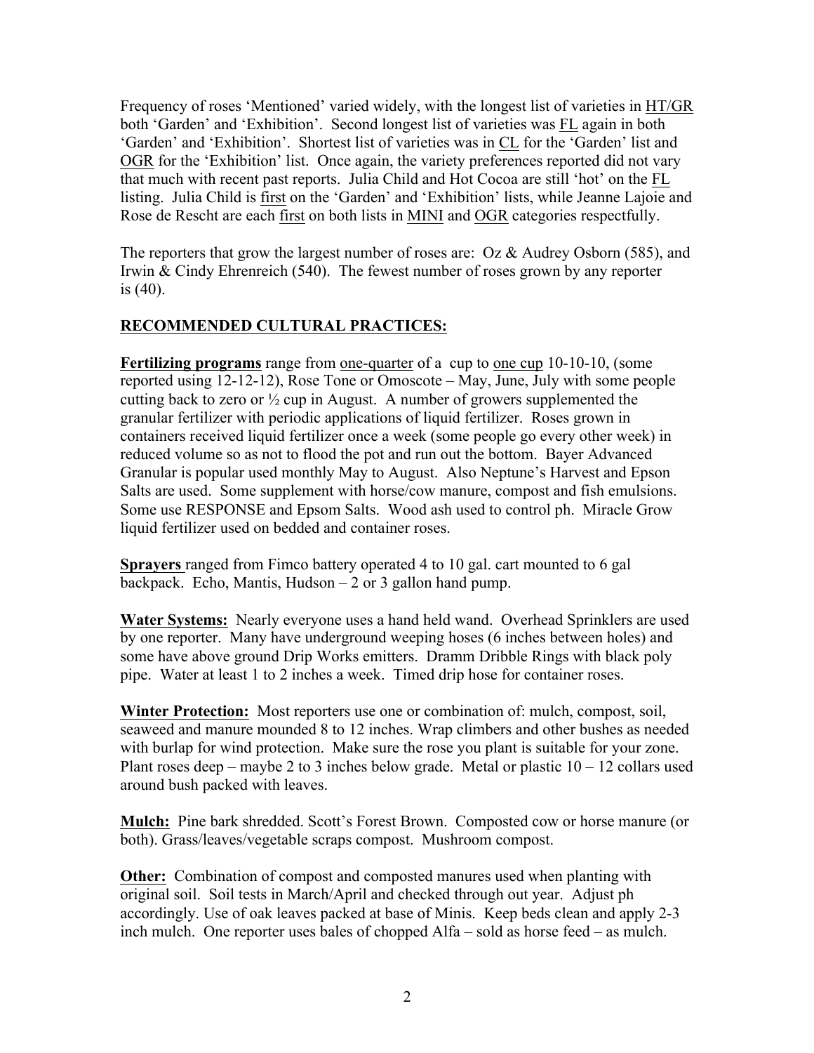Frequency of roses 'Mentioned' varied widely, with the longest list of varieties in <u>HT/GR</u> both 'Garden' and 'Exhibition'. Second longest list of varieties was <u>FL</u> again in both 'Garden' and 'Exhibition'. Shortest list of varieties was in <u>CL</u> for the 'Garden' list and <u>OGR</u> for the 'Exhibition' list. Once again, the variety preferences reported did not vary that much with recent past reports. Julia Child and Hot Cocoa are still 'hot' on the <u>FL</u> listing. Julia Child is <u>first</u> on the 'Garden' and 'Exhibition' lists, while Jeanne Lajoie and Rose de Rescht are each <u>first</u> on both lists in <u>MINI</u> and <u>OGR</u> categories respectfully.

The reporters that grow the largest number of roses are: Oz & Audrey Osborn (585), and Irwin & Cindy Ehrenreich (540). The fewest number of roses grown by any reporter is (40).

## RECOMMENDED CULTURAL PRACTICES:

**Fertilizing programs** range from <u>one-quarter</u> of a cup to <u>one cup</u> 10-10-10, (some reported using 12-12-12), Rose Tone or Omoscote – May, June, July with some people cutting back to zero or ½ cup in August. A number of growers supplemented the granular fertilizer with periodic applications of liquid fertilizer. Roses grown in containers received liquid fertilizer once a week (some people go every other week) in reduced volume so as not to flood the pot and run out the bottom. Bayer Advanced Granular is popular used monthly May to August. Also Neptune's Harvest and Epson Salts are used. Some supplement with horse/cow manure, compost and fish emulsions. Some use RESPONSE and Epsom Salts. Wood ash used to control ph. Miracle Grow liquid fertilizer used on bedded and container roses.

**Sprayers** ranged from Fimco battery operated 4 to 10 gal. cart mounted to 6 gal backpack. Echo, Mantis, Hudson – 2 or 3 gallon hand pump.

**Water Systems:** Nearly everyone uses a hand held wand. Overhead Sprinklers are used by one reporter. Many have underground weeping hoses (6 inches between holes) and some have above ground Drip Works emitters. Dramm Dribble Rings with black poly pipe. Water at least 1 to 2 inches a week. Timed drip hose for container roses.

**Winter Protection:** Most reporters use one or combination of: mulch, compost, soil, seaweed and manure mounded 8 to 12 inches. Wrap climbers and other bushes as needed with burlap for wind protection. Make sure the rose you plant is suitable for your zone. Plant roses deep – maybe 2 to 3 inches below grade. Metal or plastic 10 – 12 collars used around bush packed with leaves.

**Mulch:** Pine bark shredded. Scott's Forest Brown. Composted cow or horse manure (or both). Grass/leaves/vegetable scraps compost. Mushroom compost.

**Other:** Combination of compost and composted manures used when planting with original soil. Soil tests in March/April and checked through out year. Adjust ph accordingly. Use of oak leaves packed at base of Minis. Keep beds clean and apply 2-3 inch mulch. One reporter uses bales of chopped Alfa – sold as horse feed – as mulch.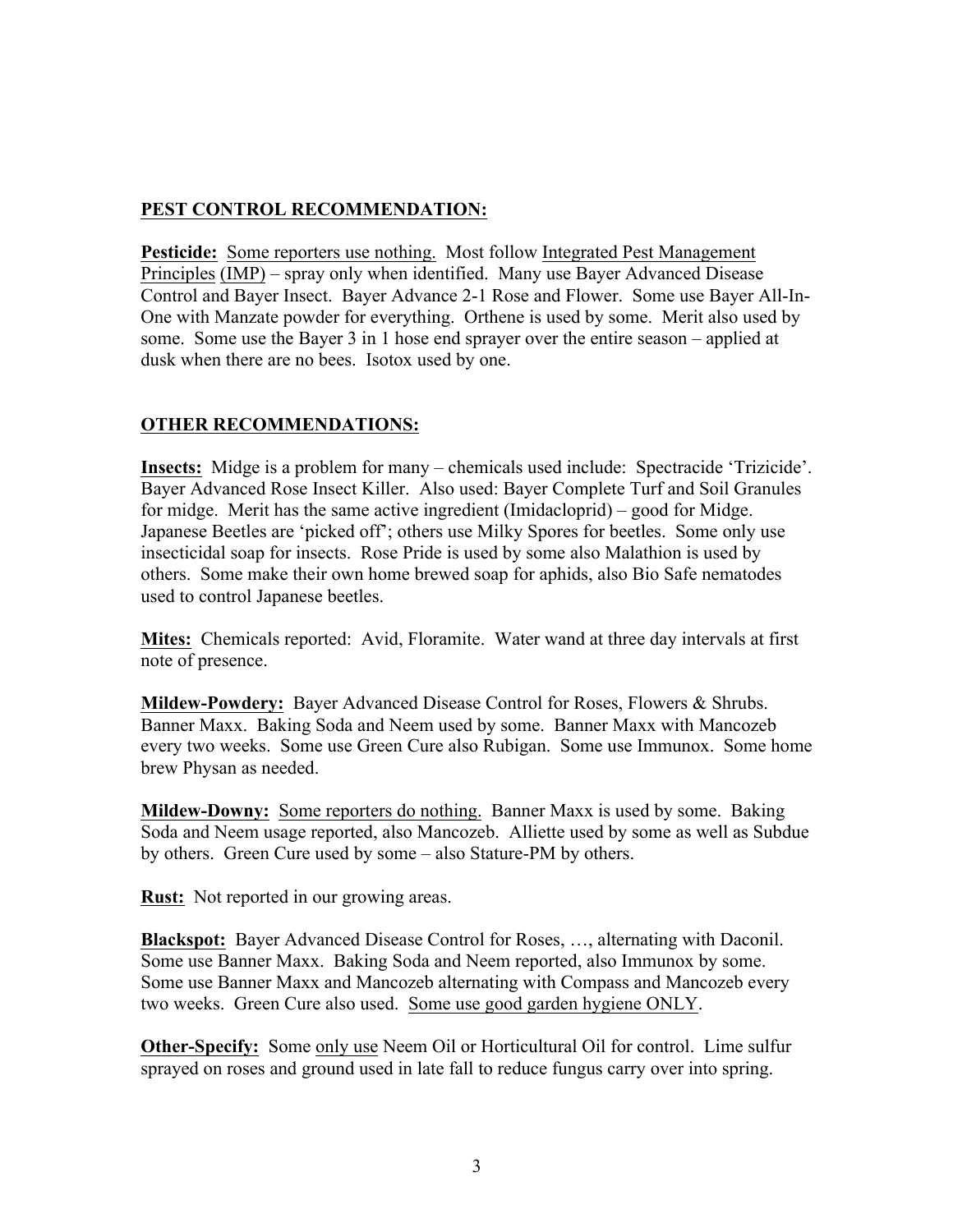## PEST CONTROL RECOMMENDATION:

**Pesticide:** Some reporters use nothing. Most follow Integrated Pest Management Principles (IMP) – spray only when identified. Many use Bayer Advanced Disease Control and Bayer Insect. Bayer Advance 2-1 Rose and Flower. Some use Bayer All-In-One with Manzate powder for everything. Orthene is used by some. Merit also used by some. Some use the Bayer 3 in 1 hose end sprayer over the entire season – applied at dusk when there are no bees. Isotox used by one.

## OTHER RECOMMENDATIONS:

**Insects:** Midge is a problem for many – chemicals used include: Spectracide 'Trizicide'. Bayer Advanced Rose Insect Killer. Also used: Bayer Complete Turf and Soil Granules for midge. Merit has the same active ingredient (Imidacloprid) – good for Midge. Japanese Beetles are 'picked off'; others use Milky Spores for beetles. Some only use insecticidal soap for insects. Rose Pride is used by some also Malathion is used by others. Some make their own home brewed soap for aphids, also Bio Safe nematodes used to control Japanese beetles.

**Mites:** Chemicals reported: Avid, Floramite. Water wand at three day intervals at first note of presence.

**Mildew-Powdery:** Bayer Advanced Disease Control for Roses, Flowers & Shrubs. Banner Maxx. Baking Soda and Neem used by some. Banner Maxx with Mancozeb every two weeks. Some use Green Cure also Rubigan. Some use Immunox. Some home brew Physan as needed.

**Mildew-Downy:** Some reporters do nothing. Banner Maxx is used by some. Baking Soda and Neem usage reported, also Mancozeb. Alliette used by some as well as Subdue by others. Green Cure used by some – also Stature-PM by others.

**Rust:** Not reported in our growing areas.

**Blackspot:** Bayer Advanced Disease Control for Roses, …, alternating with Daconil. Some use Banner Maxx. Baking Soda and Neem reported, also Immunox by some. Some use Banner Maxx and Mancozeb alternating with Compass and Mancozeb every two weeks. Green Cure also used. Some use good garden hygiene ONLY.

**Other-Specify:** Some only use Neem Oil or Horticultural Oil for control. Lime sulfur sprayed on roses and ground used in late fall to reduce fungus carry over into spring.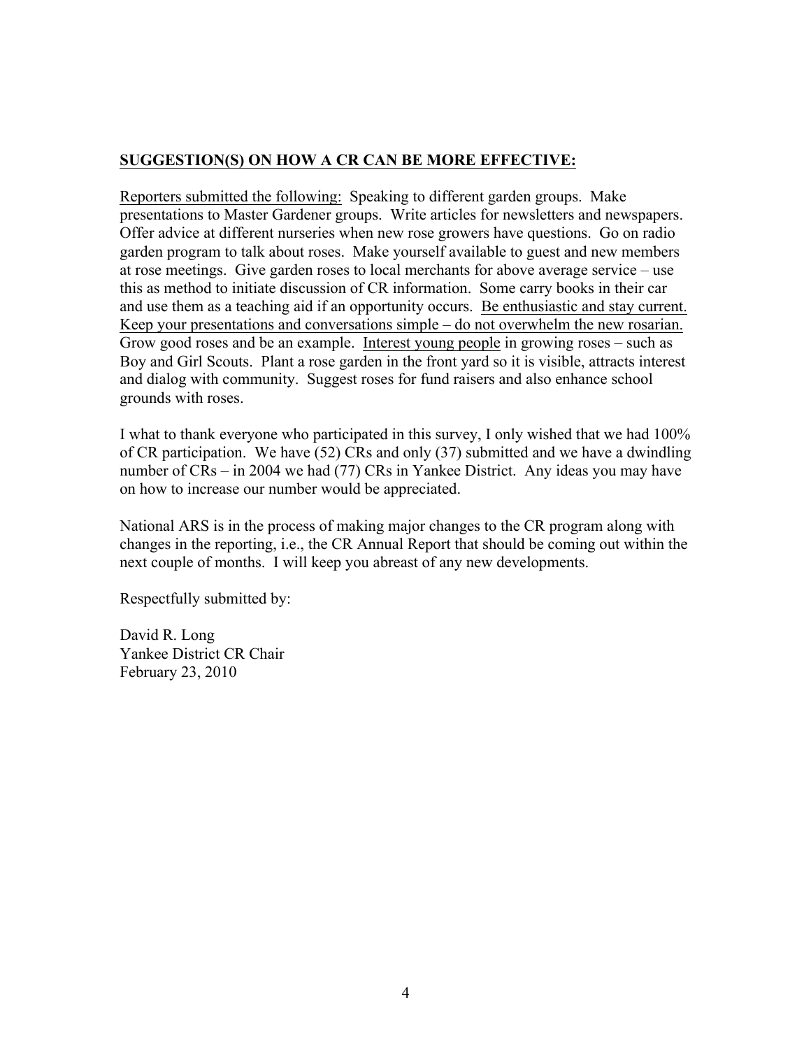**<u>SUGGESTION(S) ON HOW A CR CAN BE MORE EFFECTIVE:</u>**

<u>Reporters submitted the following:</u> Speaking to different garden groups. Make presentations to Master Gardener groups. Write articles for newsletters and newspapers. Offer advice at different nurseries when new rose growers have questions. Go on radio garden program to talk about roses. Make yourself available to guest and new members at rose meetings. Give garden roses to local merchants for above average service – use this as method to initiate discussion of CR information. Some carry books in their car and use them as a teaching aid if an opportunity occurs. <u>Be enthusiastic and stay current.</u> <u>Keep your presentations and conversations simple – do not overwhelm the new rosarian.</u> Grow good roses and be an example. <u>Interest young people</u> in growing roses – such as Boy and Girl Scouts. Plant a rose garden in the front yard so it is visible, attracts interest and dialog with community. Suggest roses for fund raisers and also enhance school grounds with roses.

I what to thank everyone who participated in this survey, I only wished that we had 100% of CR participation. We have (52) CRs and only (37) submitted and we have a dwindling number of CRs – in 2004 we had (77) CRs in Yankee District. Any ideas you may have on how to increase our number would be appreciated.

National ARS is in the process of making major changes to the CR program along with changes in the reporting, i.e., the CR Annual Report that should be coming out within the next couple of months. I will keep you abreast of any new developments.

Respectfully submitted by:

David R. Long
Yankee District CR Chair
February 23, 2010